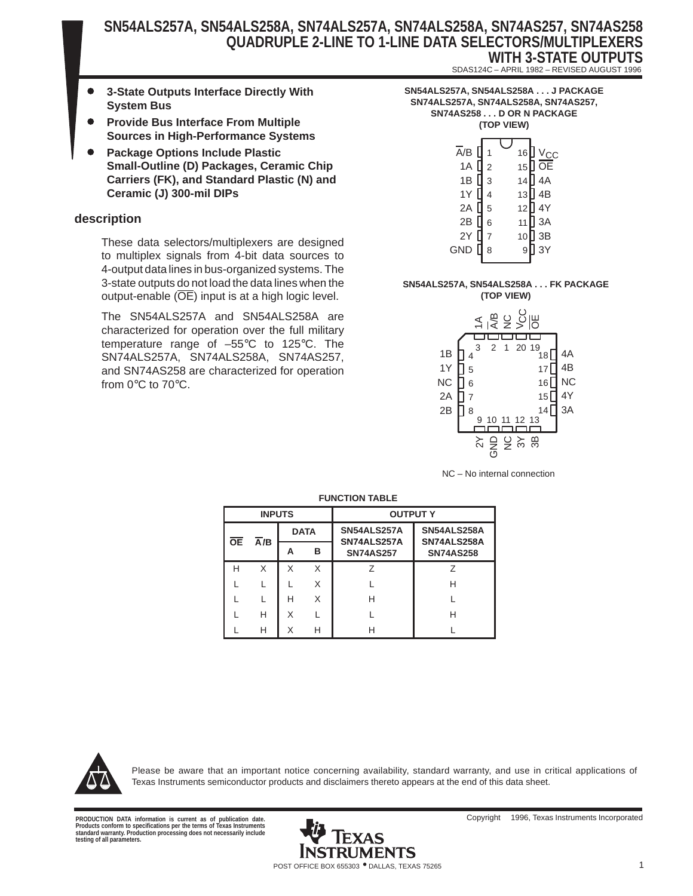# SN54ALS257A, SN54ALS258A, SN74ALS257A, SN74ALS258A, SN74AS257, SN74AS258
## QUADRUPLE 2-LINE TO 1-LINE DATA SELECTORS/MULTIPLEXERS WITH 3-STATE OUTPUTS

SDAS124C – APRIL 1982 – REVISED AUGUST 1996

- **3-State Outputs Interface Directly With System Bus**
- **Provide Bus Interface From Multiple Sources in High-Performance Systems**
- **Package Options Include Plastic Small-Outline (D) Packages, Ceramic Chip Carriers (FK), and Standard Plastic (N) and Ceramic (J) 300-mil DIPs**

**SN54ALS257A, SN54ALS258A . . . J PACKAGE**
**SN74ALS257A, SN74ALS258A, SN74AS257, SN74AS258 . . . D OR N PACKAGE**
**(TOP VIEW)**

| Pin | Name | Pin | Name |
|---|---|---|---|
| 1 | A̅/B | 16 | $V_{CC}$ |
| 2 | 1A | 15 | O̅E̅ |
| 3 | 1B | 14 | 4A |
| 4 | 1Y | 13 | 4B |
| 5 | 2A | 12 | 4Y |
| 6 | 2B | 11 | 3A |
| 7 | 2Y | 10 | 3B |
| 8 | GND | 9 | 3Y |

**SN54ALS257A, SN54ALS258A . . . FK PACKAGE**
**(TOP VIEW)**

| Pin | Name | Pin | Name |
|---|---|---|---|
| 1 | NC | 11 | NC |
| 2 | A̅/B | 12 | 3Y |
| 3 | 1A | 13 | 3B |
| 4 | 1B | 14 | 3A |
| 5 | 1Y | 15 | 4Y |
| 6 | NC | 16 | NC |
| 7 | 2A | 17 | 4B |
| 8 | 2B | 18 | 4A |
| 9 | 2Y | 19 | O̅E̅ |
| 10 | GND | 20 | $V_{CC}$ |

NC – No internal connection

## description

These data selectors/multiplexers are designed to multiplex signals from 4-bit data sources to 4-output data lines in bus-organized systems. The 3-state outputs do not load the data lines when the output-enable (O̅E̅) input is at a high logic level.

The SN54ALS257A and SN54ALS258A are characterized for operation over the full military temperature range of –55°C to 125°C. The SN74ALS257A, SN74ALS258A, SN74AS257, and SN74AS258 are characterized for operation from 0°C to 70°C.

**FUNCTION TABLE**

| INPUTS | | | | OUTPUT Y | |
|---|---|---|---|---|---|
| O̅E̅ | A̅/B | DATA A | DATA B | SN54ALS257A SN74ALS257A SN74AS257 | SN54ALS258A SN74ALS258A SN74AS258 |
| H | X | X | X | Z | Z |
| L | L | L | X | L | H |
| L | L | H | X | H | L |
| L | H | X | L | L | H |
| L | H | X | H | H | L |

Please be aware that an important notice concerning availability, standard warranty, and use in critical applications of Texas Instruments semiconductor products and disclaimers thereto appears at the end of this data sheet.

PRODUCTION DATA information is current as of publication date. Products conform to specifications per the terms of Texas Instruments standard warranty. Production processing does not necessarily include testing of all parameters.

Copyright © 1996, Texas Instruments Incorporated

TEXAS INSTRUMENTS
POST OFFICE BOX 655303 • DALLAS, TEXAS 75265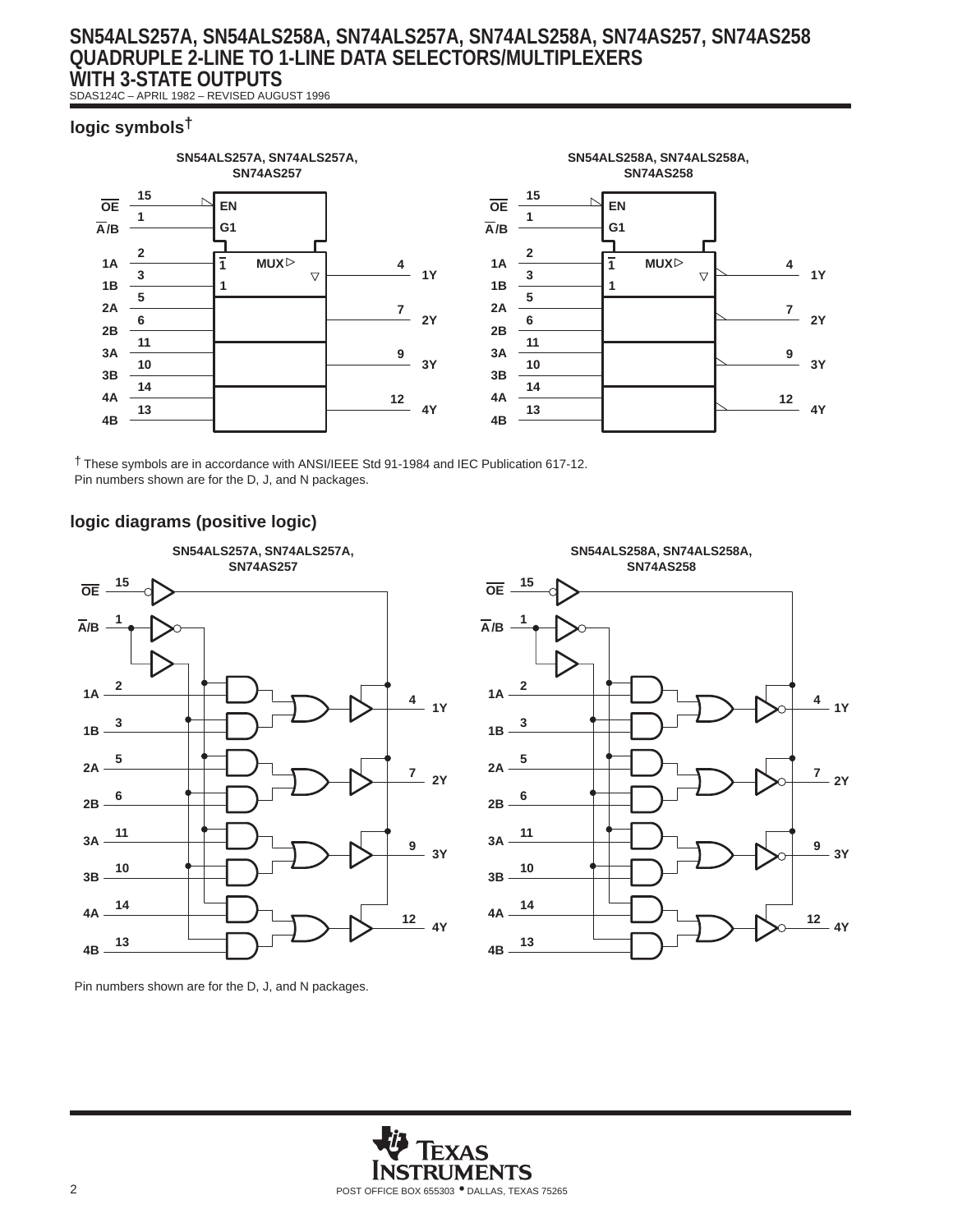## logic symbols†

SN54ALS257A, SN74ALS257A, SN74AS257

SN54ALS258A, SN74ALS258A, SN74AS258

† These symbols are in accordance with ANSI/IEEE Std 91-1984 and IEC Publication 617-12.
Pin numbers shown are for the D, J, and N packages.

## logic diagrams (positive logic)

SN54ALS257A, SN74ALS257A, SN74AS257

SN54ALS258A, SN74ALS258A, SN74AS258

Pin numbers shown are for the D, J, and N packages.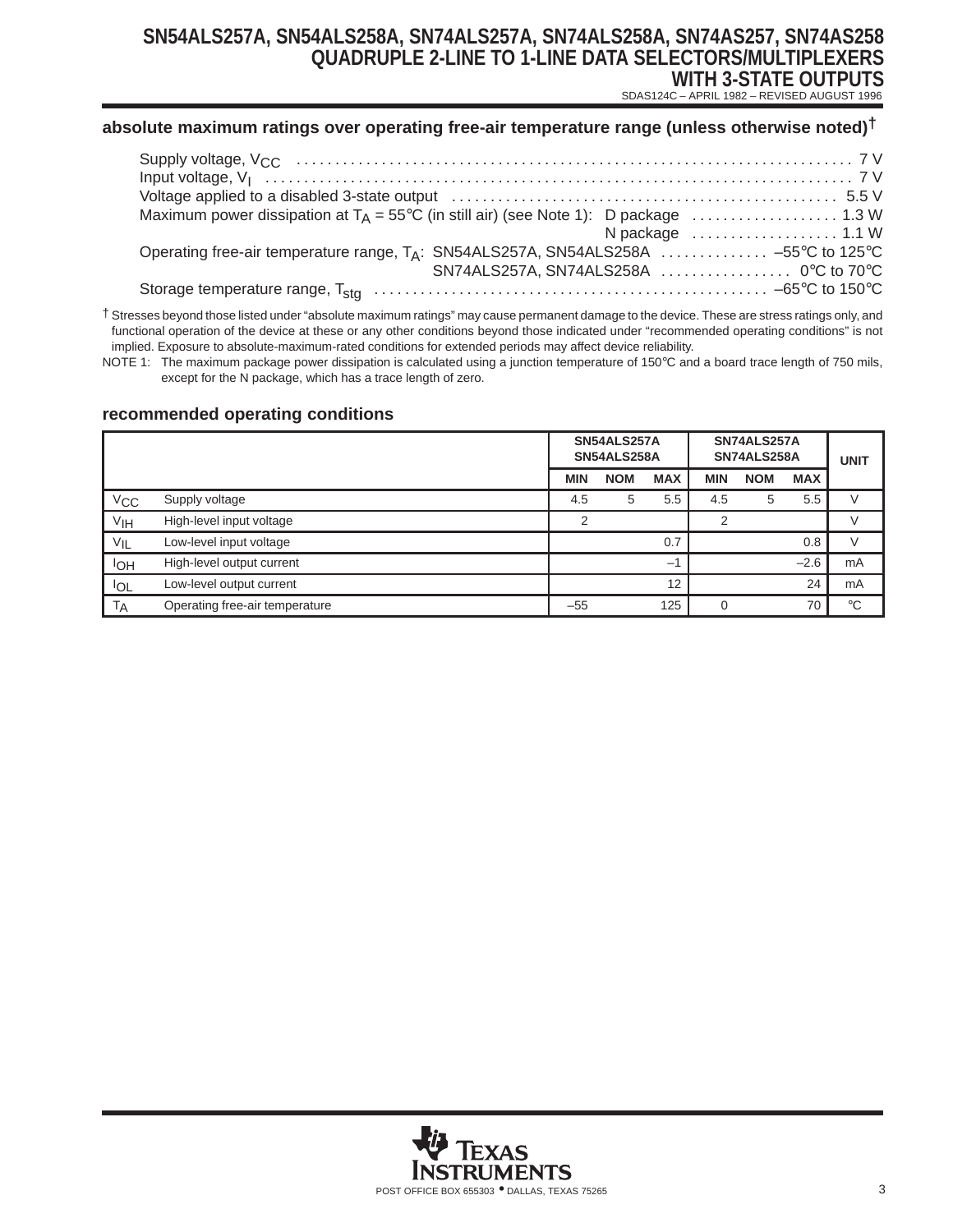## absolute maximum ratings over operating free-air temperature range (unless otherwise noted)†

Supply voltage, $V_{CC}$ . . . . . . . . . . . . . . . . . . . . . . . . . . . . . . . . . . . . . . . . . . . . . . . . . . . . . . . . . . . . . . . . . . . . . 7 V
Input voltage, $V_I$ . . . . . . . . . . . . . . . . . . . . . . . . . . . . . . . . . . . . . . . . . . . . . . . . . . . . . . . . . . . . . . . . . . . . . . . . 7 V
Voltage applied to a disabled 3-state output . . . . . . . . . . . . . . . . . . . . . . . . . . . . . . . . . . . . . . . . . . . . . . . 5.5 V
Maximum power dissipation at $T_A$ = 55°C (in still air) (see Note 1): D package . . . . . . . . . . . . . . . . . . . 1.3 W
N package . . . . . . . . . . . . . . . . . . . 1.1 W
Operating free-air temperature range, $T_A$: SN54ALS257A, SN54ALS258A . . . . . . . . . . . . . –55°C to 125°C
SN74ALS257A, SN74ALS258A . . . . . . . . . . . . . . . . 0°C to 70°C
Storage temperature range, $T_{stg}$ . . . . . . . . . . . . . . . . . . . . . . . . . . . . . . . . . . . . . . . . . . . . . . . . . . –65°C to 150°C

† Stresses beyond those listed under "absolute maximum ratings" may cause permanent damage to the device. These are stress ratings only, and functional operation of the device at these or any other conditions beyond those indicated under "recommended operating conditions" is not implied. Exposure to absolute-maximum-rated conditions for extended periods may affect device reliability.

NOTE 1: The maximum package power dissipation is calculated using a junction temperature of 150°C and a board trace length of 750 mils, except for the N package, which has a trace length of zero.

## recommended operating conditions

| | | SN54ALS257A SN54ALS258A | | | SN74ALS257A SN74ALS258A | | | UNIT |
|---|---|---|---|---|---|---|---|---|
| | | MIN | NOM | MAX | MIN | NOM | MAX | |
| $V_{CC}$ | Supply voltage | 4.5 | 5 | 5.5 | 4.5 | 5 | 5.5 | V |
| $V_{IH}$ | High-level input voltage | 2 | | | 2 | | | V |
| $V_{IL}$ | Low-level input voltage | | | 0.7 | | | 0.8 | V |
| $I_{OH}$ | High-level output current | | | –1 | | | –2.6 | mA |
| $I_{OL}$ | Low-level output current | | | 12 | | | 24 | mA |
| $T_A$ | Operating free-air temperature | –55 | | 125 | 0 | | 70 | °C |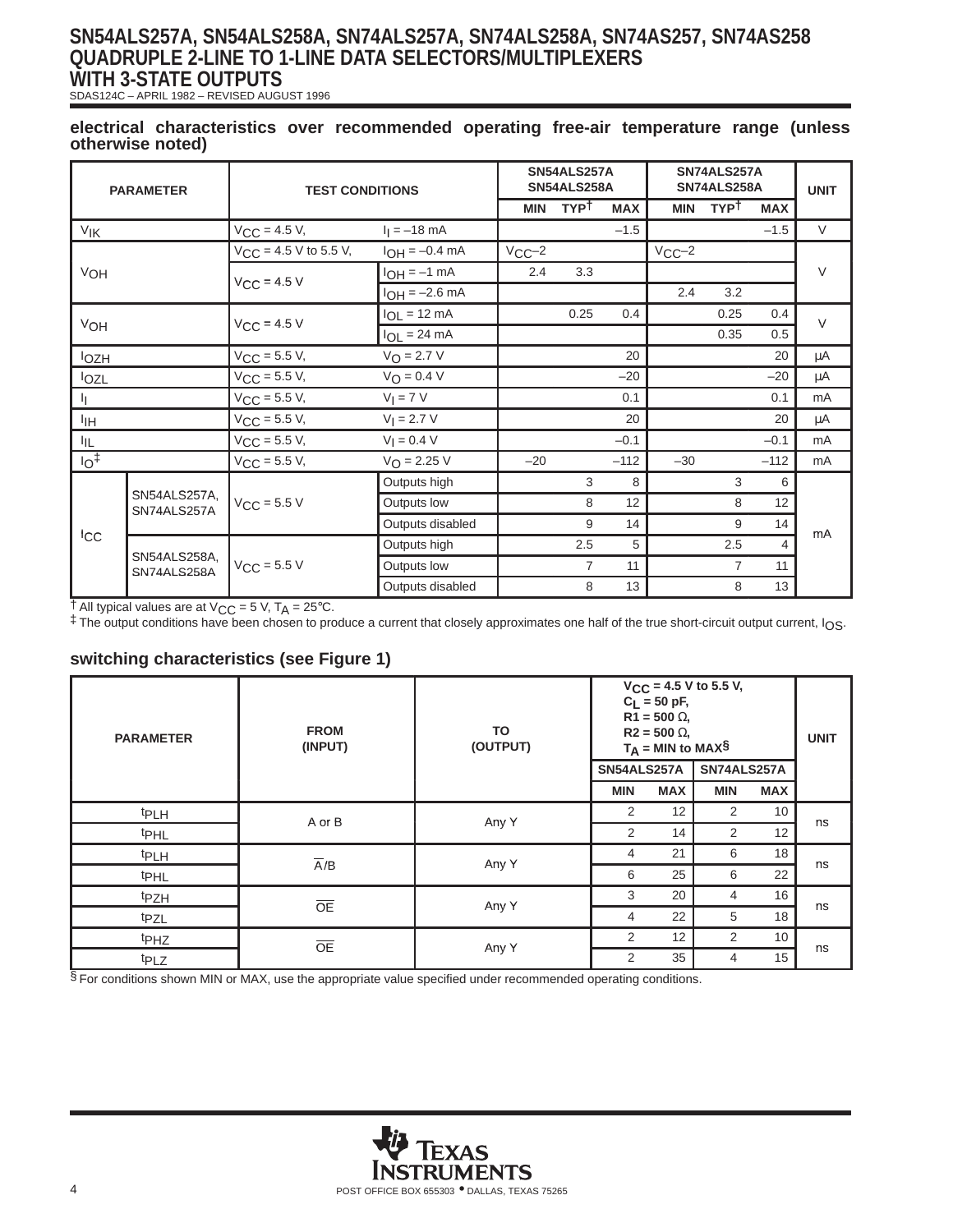# SN54ALS257A, SN54ALS258A, SN74ALS257A, SN74ALS258A, SN74AS257, SN74AS258 QUADRUPLE 2-LINE TO 1-LINE DATA SELECTORS/MULTIPLEXERS WITH 3-STATE OUTPUTS

SDAS124C – APRIL 1982 – REVISED AUGUST 1996

### electrical characteristics over recommended operating free-air temperature range (unless otherwise noted)

| PARAMETER | | TEST CONDITIONS | | SN54ALS257A SN54ALS258A | | | SN74ALS257A SN74ALS258A | | | UNIT |
|---|---|---|---|---|---|---|---|---|---|---|
| | | | | MIN | TYP† | MAX | MIN | TYP† | MAX | |
| $V_{IK}$ | | $V_{CC}$ = 4.5 V, | $I_I$ = –18 mA | | | –1.5 | | | –1.5 | V |
| $V_{OH}$ | | $V_{CC}$ = 4.5 V to 5.5 V, | $I_{OH}$ = –0.4 mA | $V_{CC}$–2 | | | $V_{CC}$–2 | | | V |
| | | $V_{CC}$ = 4.5 V | $I_{OH}$ = –1 mA | 2.4 | 3.3 | | | | | |
| | | | $I_{OH}$ = –2.6 mA | | | | 2.4 | 3.2 | | |
| $V_{OH}$ | | $V_{CC}$ = 4.5 V | $I_{OL}$ = 12 mA | | 0.25 | 0.4 | | 0.25 | 0.4 | V |
| | | | $I_{OL}$ = 24 mA | | | | | 0.35 | 0.5 | |
| $I_{OZH}$ | | $V_{CC}$ = 5.5 V, | $V_O$ = 2.7 V | | | 20 | | | 20 | μA |
| $I_{OZL}$ | | $V_{CC}$ = 5.5 V, | $V_O$ = 0.4 V | | | –20 | | | –20 | μA |
| $I_I$ | | $V_{CC}$ = 5.5 V, | $V_I$ = 7 V | | | 0.1 | | | 0.1 | mA |
| $I_{IH}$ | | $V_{CC}$ = 5.5 V, | $V_I$ = 2.7 V | | | 20 | | | 20 | μA |
| $I_{IL}$ | | $V_{CC}$ = 5.5 V, | $V_I$ = 0.4 V | | | –0.1 | | | –0.1 | mA |
| $I_O$‡ | | $V_{CC}$ = 5.5 V, | $V_O$ = 2.25 V | –20 | | –112 | –30 | | –112 | mA |
| $I_{CC}$ | SN54ALS257A, SN74ALS257A | $V_{CC}$ = 5.5 V | Outputs high | | 3 | 8 | | 3 | 6 | mA |
| | | | Outputs low | | 8 | 12 | | 8 | 12 | |
| | | | Outputs disabled | | 9 | 14 | | 9 | 14 | |
| | SN54ALS258A, SN74ALS258A | $V_{CC}$ = 5.5 V | Outputs high | | 2.5 | 5 | | 2.5 | 4 | |
| | | | Outputs low | | 7 | 11 | | 7 | 11 | |
| | | | Outputs disabled | | 8 | 13 | | 8 | 13 | |

† All typical values are at $V_{CC}$ = 5 V, $T_A$ = 25°C.
‡ The output conditions have been chosen to produce a current that closely approximates one half of the true short-circuit output current, $I_{OS}$.

### switching characteristics (see Figure 1)

| PARAMETER | FROM (INPUT) | TO (OUTPUT) | $V_{CC}$ = 4.5 V to 5.5 V, $C_L$ = 50 pF, R1 = 500 Ω, R2 = 500 Ω, $T_A$ = MIN to MAX§ | | | | UNIT |
|---|---|---|---|---|---|---|---|
| | | | SN54ALS257A | | SN74ALS257A | | |
| | | | MIN | MAX | MIN | MAX | |
| $t_{PLH}$ | A or B | Any Y | 2 | 12 | 2 | 10 | ns |
| $t_{PHL}$ | | | 2 | 14 | 2 | 12 | |
| $t_{PLH}$ | $\overline{A}$/B | Any Y | 4 | 21 | 6 | 18 | ns |
| $t_{PHL}$ | | | 6 | 25 | 6 | 22 | |
| $t_{PZH}$ | $\overline{OE}$ | Any Y | 3 | 20 | 4 | 16 | ns |
| $t_{PZL}$ | | | 4 | 22 | 5 | 18 | |
| $t_{PHZ}$ | $\overline{OE}$ | Any Y | 2 | 12 | 2 | 10 | ns |
| $t_{PLZ}$ | | | 2 | 35 | 4 | 15 | |

§ For conditions shown MIN or MAX, use the appropriate value specified under recommended operating conditions.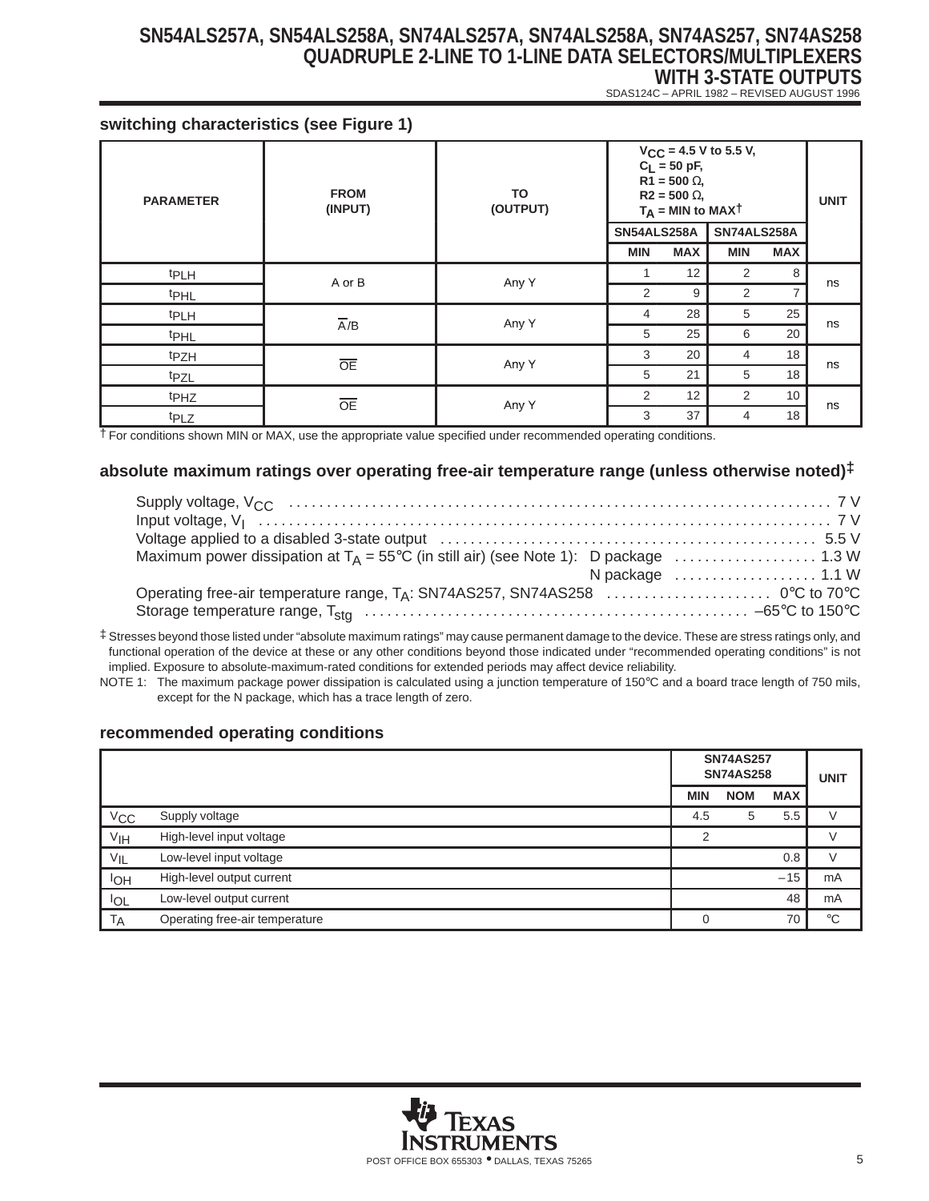## switching characteristics (see Figure 1)

| PARAMETER | FROM (INPUT) | TO (OUTPUT) | $V_{CC}$ = 4.5 V to 5.5 V, $C_L$ = 50 pF, R1 = 500 Ω, R2 = 500 Ω, $T_A$ = MIN to MAX† | | | | UNIT |
|---|---|---|---|---|---|---|---|
| | | | SN54ALS258A | | SN74ALS258A | | |
| | | | MIN | MAX | MIN | MAX | |
| $t_{PLH}$ | A or B | Any Y | 1 | 12 | 2 | 8 | ns |
| $t_{PHL}$ | | | 2 | 9 | 2 | 7 | |
| $t_{PLH}$ | $\overline{A}$/B | Any Y | 4 | 28 | 5 | 25 | ns |
| $t_{PHL}$ | | | 5 | 25 | 6 | 20 | |
| $t_{PZH}$ | $\overline{OE}$ | Any Y | 3 | 20 | 4 | 18 | ns |
| $t_{PZL}$ | | | 5 | 21 | 5 | 18 | |
| $t_{PHZ}$ | $\overline{OE}$ | Any Y | 2 | 12 | 2 | 10 | ns |
| $t_{PLZ}$ | | | 3 | 37 | 4 | 18 | |

† For conditions shown MIN or MAX, use the appropriate value specified under recommended operating conditions.

## absolute maximum ratings over operating free-air temperature range (unless otherwise noted)‡

- Supply voltage, $V_{CC}$ ........ 7 V
- Input voltage, $V_I$ ........ 7 V
- Voltage applied to a disabled 3-state output ........ 5.5 V
- Maximum power dissipation at $T_A$ = 55°C (in still air) (see Note 1): D package ........ 1.3 W
  - N package ........ 1.1 W
- Operating free-air temperature range, $T_A$: SN74AS257, SN74AS258 ........ 0°C to 70°C
- Storage temperature range, $T_{stg}$ ........ –65°C to 150°C

‡ Stresses beyond those listed under “absolute maximum ratings” may cause permanent damage to the device. These are stress ratings only, and functional operation of the device at these or any other conditions beyond those indicated under “recommended operating conditions” is not implied. Exposure to absolute-maximum-rated conditions for extended periods may affect device reliability.

NOTE 1: The maximum package power dissipation is calculated using a junction temperature of 150°C and a board trace length of 750 mils, except for the N package, which has a trace length of zero.

## recommended operating conditions

| | | SN74AS257 SN74AS258 | | | UNIT |
|---|---|---|---|---|---|
| | | MIN | NOM | MAX | |
| $V_{CC}$ | Supply voltage | 4.5 | 5 | 5.5 | V |
| $V_{IH}$ | High-level input voltage | 2 | | | V |
| $V_{IL}$ | Low-level input voltage | | | 0.8 | V |
| $I_{OH}$ | High-level output current | | | –15 | mA |
| $I_{OL}$ | Low-level output current | | | 48 | mA |
| $T_A$ | Operating free-air temperature | 0 | | 70 | °C |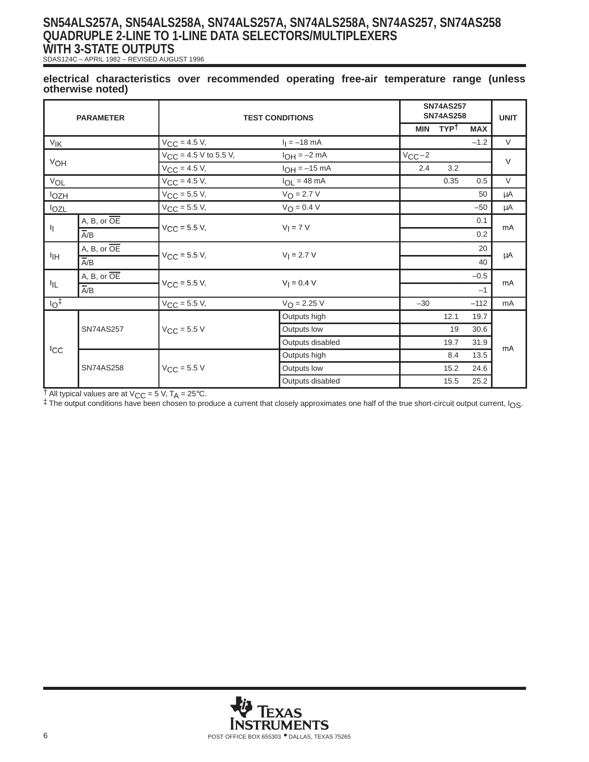**electrical characteristics over recommended operating free-air temperature range (unless otherwise noted)**

| PARAMETER | | TEST CONDITIONS | | SN74AS257 SN74AS258 MIN | TYP† | MAX | UNIT |
|---|---|---|---|---|---|---|---|
| $V_{IK}$ | | $V_{CC}$ = 4.5 V, | $I_I$ = –18 mA | | | –1.2 | V |
| $V_{OH}$ | | $V_{CC}$ = 4.5 V to 5.5 V, | $I_{OH}$ = –2 mA | $V_{CC}$–2 | | | V |
| | | $V_{CC}$ = 4.5 V, | $I_{OH}$ = –15 mA | 2.4 | 3.2 | | |
| $V_{OL}$ | | $V_{CC}$ = 4.5 V, | $I_{OL}$ = 48 mA | | 0.35 | 0.5 | V |
| $I_{OZH}$ | | $V_{CC}$ = 5.5 V, | $V_O$ = 2.7 V | | | 50 | µA |
| $I_{OZL}$ | | $V_{CC}$ = 5.5 V, | $V_O$ = 0.4 V | | | –50 | µA |
| $I_I$ | A, B, or $\overline{OE}$ | $V_{CC}$ = 5.5 V, | $V_I$ = 7 V | | | 0.1 | mA |
| | $\overline{A}$/B | | | | | 0.2 | |
| $I_{IH}$ | A, B, or $\overline{OE}$ | $V_{CC}$ = 5.5 V, | $V_I$ = 2.7 V | | | 20 | µA |
| | $\overline{A}$/B | | | | | 40 | |
| $I_{IL}$ | A, B, or $\overline{OE}$ | $V_{CC}$ = 5.5 V, | $V_I$ = 0.4 V | | | –0.5 | mA |
| | $\overline{A}$/B | | | | | –1 | |
| $I_O$‡ | | $V_{CC}$ = 5.5 V, | $V_O$ = 2.25 V | –30 | | –112 | mA |
| $I_{CC}$ | SN74AS257 | $V_{CC}$ = 5.5 V | Outputs high | | 12.1 | 19.7 | mA |
| | | | Outputs low | | 19 | 30.6 | |
| | | | Outputs disabled | | 19.7 | 31.9 | |
| | SN74AS258 | $V_{CC}$ = 5.5 V | Outputs high | | 8.4 | 13.5 | |
| | | | Outputs low | | 15.2 | 24.6 | |
| | | | Outputs disabled | | 15.5 | 25.2 | |

† All typical values are at $V_{CC}$ = 5 V, $T_A$ = 25°C.

‡ The output conditions have been chosen to produce a current that closely approximates one half of the true short-circuit output current, $I_{OS}$.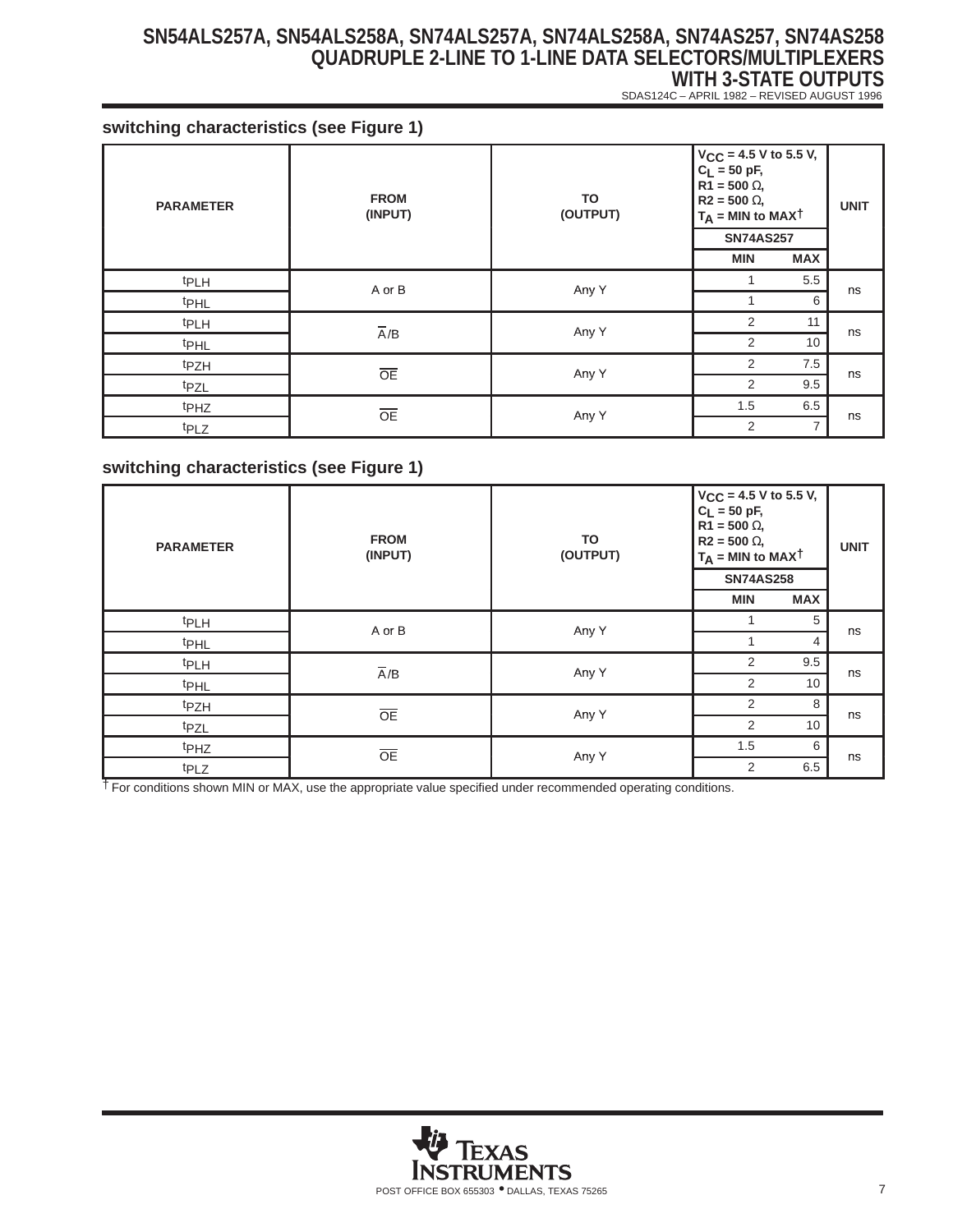### switching characteristics (see Figure 1)

| PARAMETER | FROM (INPUT) | TO (OUTPUT) | $V_{CC}$ = 4.5 V to 5.5 V, $C_L$ = 50 pF, R1 = 500 Ω, R2 = 500 Ω, $T_A$ = MIN to MAX† SN74AS257 MIN | MAX | UNIT |
|---|---|---|---|---|---|
| $t_{PLH}$ | A or B | Any Y | 1 | 5.5 | ns |
| $t_{PHL}$ | | | 1 | 6 | |
| $t_{PLH}$ | $\overline{A}$/B | Any Y | 2 | 11 | ns |
| $t_{PHL}$ | | | 2 | 10 | |
| $t_{PZH}$ | $\overline{OE}$ | Any Y | 2 | 7.5 | ns |
| $t_{PZL}$ | | | 2 | 9.5 | |
| $t_{PHZ}$ | $\overline{OE}$ | Any Y | 1.5 | 6.5 | ns |
| $t_{PLZ}$ | | | 2 | 7 | |

### switching characteristics (see Figure 1)

| PARAMETER | FROM (INPUT) | TO (OUTPUT) | $V_{CC}$ = 4.5 V to 5.5 V, $C_L$ = 50 pF, R1 = 500 Ω, R2 = 500 Ω, $T_A$ = MIN to MAX† SN74AS258 MIN | MAX | UNIT |
|---|---|---|---|---|---|
| $t_{PLH}$ | A or B | Any Y | 1 | 5 | ns |
| $t_{PHL}$ | | | 1 | 4 | |
| $t_{PLH}$ | $\overline{A}$/B | Any Y | 2 | 9.5 | ns |
| $t_{PHL}$ | | | 2 | 10 | |
| $t_{PZH}$ | $\overline{OE}$ | Any Y | 2 | 8 | ns |
| $t_{PZL}$ | | | 2 | 10 | |
| $t_{PHZ}$ | $\overline{OE}$ | Any Y | 1.5 | 6 | ns |
| $t_{PLZ}$ | | | 2 | 6.5 | |

† For conditions shown MIN or MAX, use the appropriate value specified under recommended operating conditions.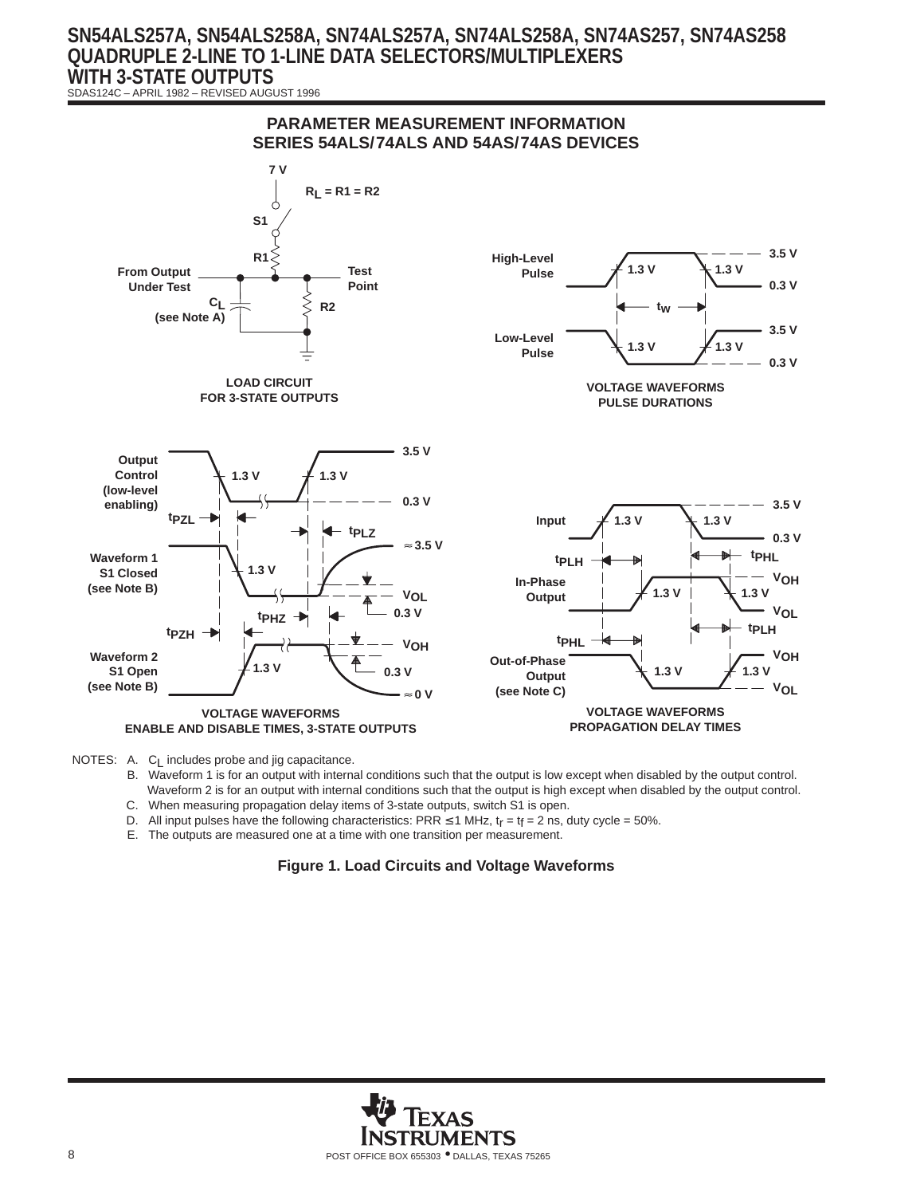## PARAMETER MEASUREMENT INFORMATION
## SERIES 54ALS/74ALS AND 54AS/74AS DEVICES

7 V

$R_L$ = R1 = R2

S1

R1

From Output Under Test

Test Point

$C_L$ (see Note A)

R2

LOAD CIRCUIT FOR 3-STATE OUTPUTS

High-Level Pulse

1.3 V

1.3 V

3.5 V

0.3 V

$t_w$

Low-Level Pulse

1.3 V

1.3 V

3.5 V

0.3 V

VOLTAGE WAVEFORMS PULSE DURATIONS

Output Control (low-level enabling)

1.3 V

1.3 V

3.5 V

0.3 V

$t_{PZL}$

$t_{PLZ}$

≈3.5 V

Waveform 1 S1 Closed (see Note B)

1.3 V

$V_{OL}$

0.3 V

$t_{PHZ}$

$t_{PZH}$

$V_{OH}$

Waveform 2 S1 Open (see Note B)

1.3 V

0.3 V

≈0 V

VOLTAGE WAVEFORMS ENABLE AND DISABLE TIMES, 3-STATE OUTPUTS

Input

1.3 V

1.3 V

3.5 V

0.3 V

$t_{PLH}$

$t_{PHL}$

In-Phase Output

1.3 V

1.3 V

$V_{OH}$

$V_{OL}$

$t_{PHL}$

$t_{PLH}$

Out-of-Phase Output (see Note C)

1.3 V

1.3 V

$V_{OH}$

$V_{OL}$

VOLTAGE WAVEFORMS PROPAGATION DELAY TIMES

NOTES:
- A. $C_L$ includes probe and jig capacitance.
- B. Waveform 1 is for an output with internal conditions such that the output is low except when disabled by the output control. Waveform 2 is for an output with internal conditions such that the output is high except when disabled by the output control.
- C. When measuring propagation delay items of 3-state outputs, switch S1 is open.
- D. All input pulses have the following characteristics: PRR ≤ 1 MHz, $t_r$ = $t_f$ = 2 ns, duty cycle = 50%.
- E. The outputs are measured one at a time with one transition per measurement.

**Figure 1. Load Circuits and Voltage Waveforms**